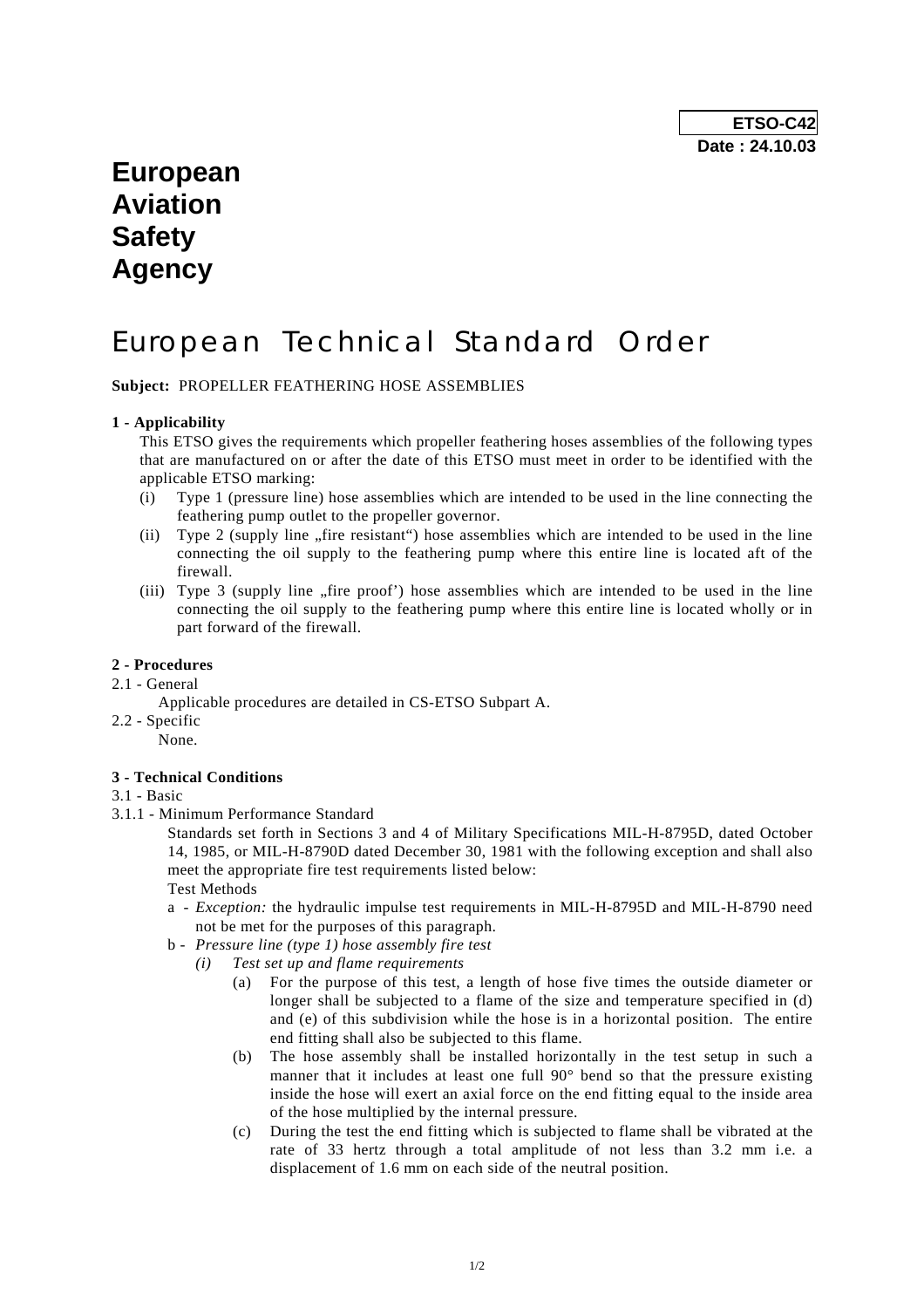**ETSO-C42**
**Date : 24.10.03**

# European Aviation Safety Agency

# European Technical Standard Order

**Subject:** PROPELLER FEATHERING HOSE ASSEMBLIES

**1 - Applicability**

This ETSO gives the requirements which propeller feathering hoses assemblies of the following types that are manufactured on or after the date of this ETSO must meet in order to be identified with the applicable ETSO marking:

(i) Type 1 (pressure line) hose assemblies which are intended to be used in the line connecting the feathering pump outlet to the propeller governor.

(ii) Type 2 (supply line „fire resistant") hose assemblies which are intended to be used in the line connecting the oil supply to the feathering pump where this entire line is located aft of the firewall.

(iii) Type 3 (supply line „fire proof') hose assemblies which are intended to be used in the line connecting the oil supply to the feathering pump where this entire line is located wholly or in part forward of the firewall.

**2 - Procedures**

2.1 - General

Applicable procedures are detailed in CS-ETSO Subpart A.

2.2 - Specific

None.

**3 - Technical Conditions**

3.1 - Basic

3.1.1 - Minimum Performance Standard

Standards set forth in Sections 3 and 4 of Military Specifications MIL-H-8795D, dated October 14, 1985, or MIL-H-8790D dated December 30, 1981 with the following exception and shall also meet the appropriate fire test requirements listed below:

Test Methods

a - *Exception:* the hydraulic impulse test requirements in MIL-H-8795D and MIL-H-8790 need not be met for the purposes of this paragraph.

b - *Pressure line (type 1) hose assembly fire test*

*(i) Test set up and flame requirements*

(a) For the purpose of this test, a length of hose five times the outside diameter or longer shall be subjected to a flame of the size and temperature specified in (d) and (e) of this subdivision while the hose is in a horizontal position. The entire end fitting shall also be subjected to this flame.

(b) The hose assembly shall be installed horizontally in the test setup in such a manner that it includes at least one full 90° bend so that the pressure existing inside the hose will exert an axial force on the end fitting equal to the inside area of the hose multiplied by the internal pressure.

(c) During the test the end fitting which is subjected to flame shall be vibrated at the rate of 33 hertz through a total amplitude of not less than 3.2 mm i.e. a displacement of 1.6 mm on each side of the neutral position.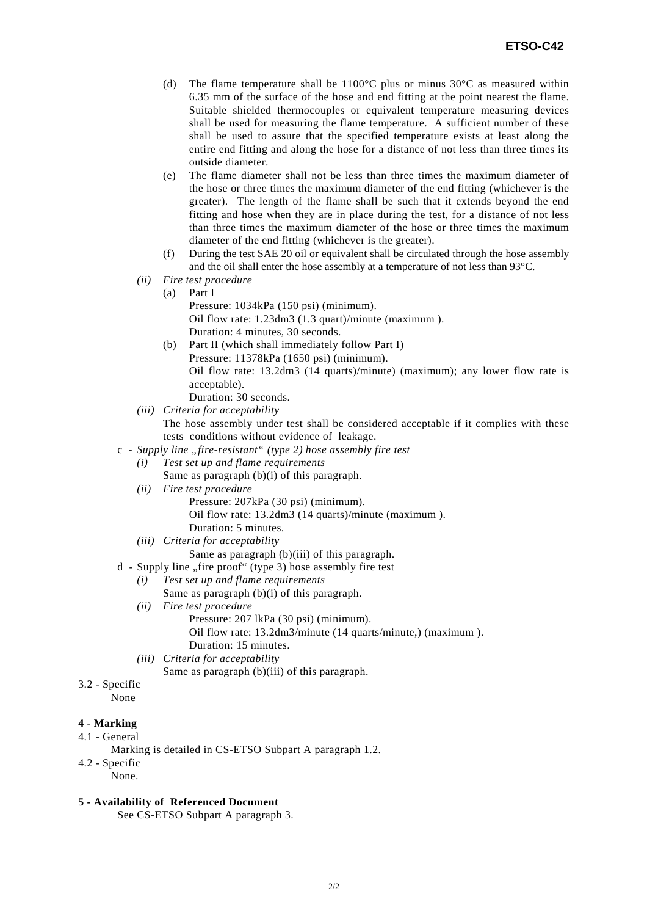(d) The flame temperature shall be 1100°C plus or minus 30°C as measured within 6.35 mm of the surface of the hose and end fitting at the point nearest the flame. Suitable shielded thermocouples or equivalent temperature measuring devices shall be used for measuring the flame temperature. A sufficient number of these shall be used to assure that the specified temperature exists at least along the entire end fitting and along the hose for a distance of not less than three times its outside diameter.

(e) The flame diameter shall not be less than three times the maximum diameter of the hose or three times the maximum diameter of the end fitting (whichever is the greater). The length of the flame shall be such that it extends beyond the end fitting and hose when they are in place during the test, for a distance of not less than three times the maximum diameter of the hose or three times the maximum diameter of the end fitting (whichever is the greater).

(f) During the test SAE 20 oil or equivalent shall be circulated through the hose assembly and the oil shall enter the hose assembly at a temperature of not less than 93°C.

*(ii) Fire test procedure*

(a) Part I

Pressure: 1034kPa (150 psi) (minimum).
Oil flow rate: 1.23dm3 (1.3 quart)/minute (maximum ).
Duration: 4 minutes, 30 seconds.

(b) Part II (which shall immediately follow Part I)

Pressure: 11378kPa (1650 psi) (minimum).
Oil flow rate: 13.2dm3 (14 quarts)/minute) (maximum); any lower flow rate is acceptable).
Duration: 30 seconds.

*(iii) Criteria for acceptability*

The hose assembly under test shall be considered acceptable if it complies with these tests conditions without evidence of leakage.

c - *Supply line „fire-resistant" (type 2) hose assembly fire test*

*(i) Test set up and flame requirements*

Same as paragraph (b)(i) of this paragraph.

*(ii) Fire test procedure*

Pressure: 207kPa (30 psi) (minimum).
Oil flow rate: 13.2dm3 (14 quarts)/minute (maximum ).
Duration: 5 minutes.

*(iii) Criteria for acceptability*

Same as paragraph (b)(iii) of this paragraph.

d - Supply line „fire proof" (type 3) hose assembly fire test

*(i) Test set up and flame requirements*

Same as paragraph (b)(i) of this paragraph.

*(ii) Fire test procedure*

Pressure: 207 lkPa (30 psi) (minimum).
Oil flow rate: 13.2dm3/minute (14 quarts/minute,) (maximum ).
Duration: 15 minutes.

*(iii) Criteria for acceptability*

Same as paragraph (b)(iii) of this paragraph.

3.2 - Specific

None

**4 - Marking**

4.1 - General

Marking is detailed in CS-ETSO Subpart A paragraph 1.2.

4.2 - Specific

None.

**5 - Availability of Referenced Document**

See CS-ETSO Subpart A paragraph 3.